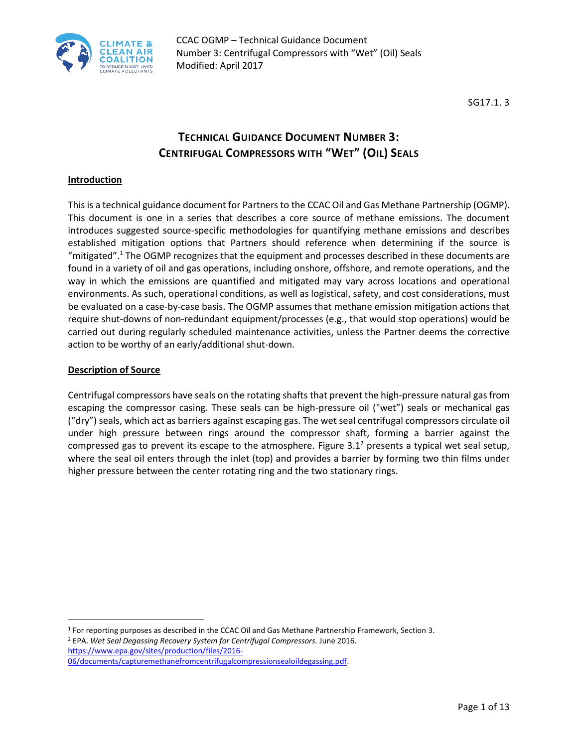SG17.1. 3

# TECHNICAL GUIDANCE DOCUMENT NUMBER 3: CENTRIFUGAL COMPRESSORS WITH "WET" (OIL) SEALS

## Introduction

This is a technical guidance document for Partners to the CCAC Oil and Gas Methane Partnership (OGMP). This document is one in a series that describes a core source of methane emissions. The document introduces suggested source-specific methodologies for quantifying methane emissions and describes established mitigation options that Partners should reference when determining if the source is "mitigated".[1] The OGMP recognizes that the equipment and processes described in these documents are found in a variety of oil and gas operations, including onshore, offshore, and remote operations, and the way in which the emissions are quantified and mitigated may vary across locations and operational environments. As such, operational conditions, as well as logistical, safety, and cost considerations, must be evaluated on a case-by-case basis. The OGMP assumes that methane emission mitigation actions that require shut-downs of non-redundant equipment/processes (e.g., that would stop operations) would be carried out during regularly scheduled maintenance activities, unless the Partner deems the corrective action to be worthy of an early/additional shut-down.

## Description of Source

Centrifugal compressors have seals on the rotating shafts that prevent the high-pressure natural gas from escaping the compressor casing. These seals can be high-pressure oil ("wet") seals or mechanical gas ("dry") seals, which act as barriers against escaping gas. The wet seal centrifugal compressors circulate oil under high pressure between rings around the compressor shaft, forming a barrier against the compressed gas to prevent its escape to the atmosphere. Figure 3.1[2] presents a typical wet seal setup, where the seal oil enters through the inlet (top) and provides a barrier by forming two thin films under higher pressure between the center rotating ring and the two stationary rings.

---

[1] For reporting purposes as described in the CCAC Oil and Gas Methane Partnership Framework, Section 3.

[2] EPA. *Wet Seal Degassing Recovery System for Centrifugal Compressors.* June 2016. https://www.epa.gov/sites/production/files/2016-06/documents/capturemethanefromcentrifugalcompressionsealoildegassing.pdf.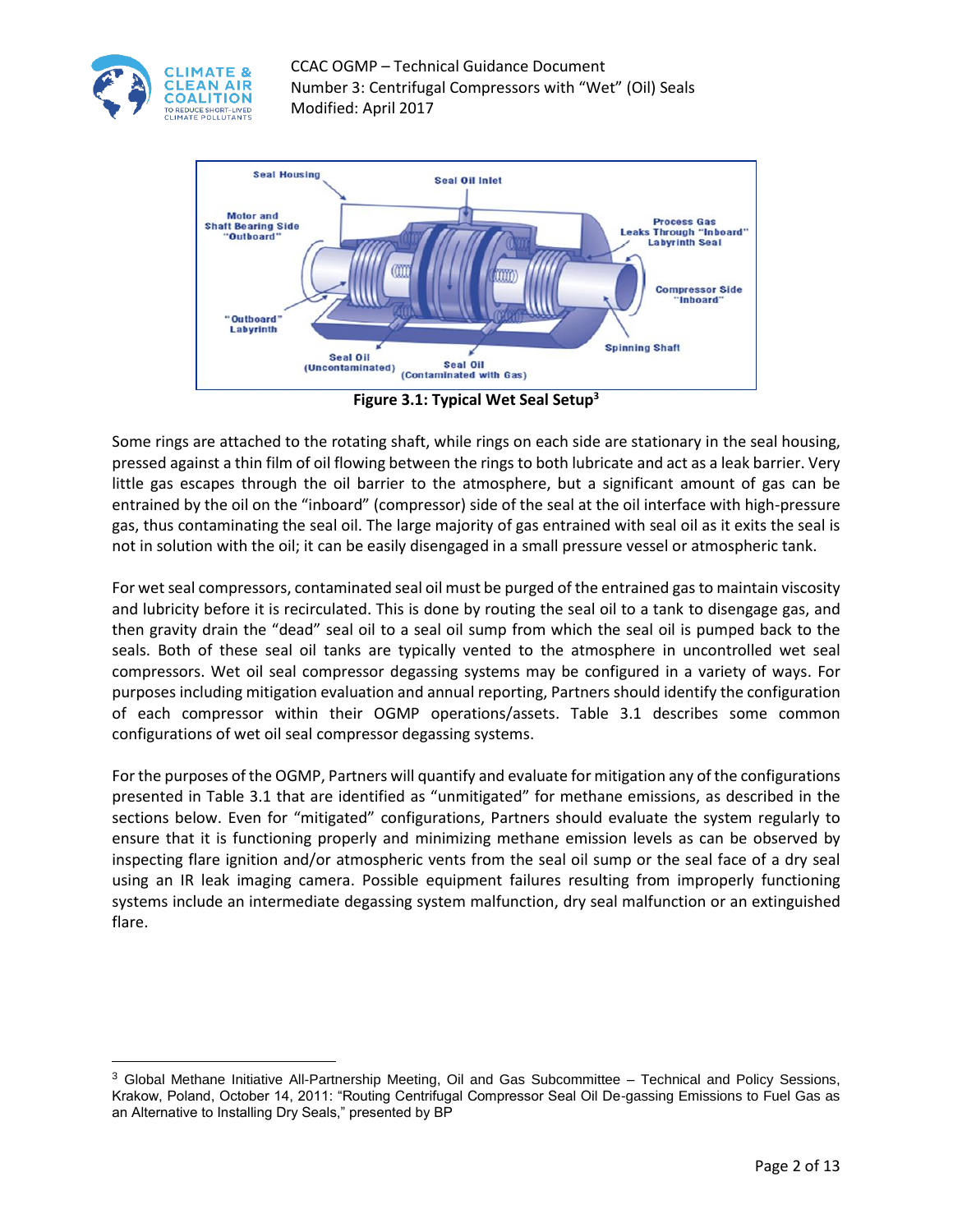**Figure 3.1: Typical Wet Seal Setup**[3]

Some rings are attached to the rotating shaft, while rings on each side are stationary in the seal housing, pressed against a thin film of oil flowing between the rings to both lubricate and act as a leak barrier. Very little gas escapes through the oil barrier to the atmosphere, but a significant amount of gas can be entrained by the oil on the "inboard" (compressor) side of the seal at the oil interface with high-pressure gas, thus contaminating the seal oil. The large majority of gas entrained with seal oil as it exits the seal is not in solution with the oil; it can be easily disengaged in a small pressure vessel or atmospheric tank.

For wet seal compressors, contaminated seal oil must be purged of the entrained gas to maintain viscosity and lubricity before it is recirculated. This is done by routing the seal oil to a tank to disengage gas, and then gravity drain the "dead" seal oil to a seal oil sump from which the seal oil is pumped back to the seals. Both of these seal oil tanks are typically vented to the atmosphere in uncontrolled wet seal compressors. Wet oil seal compressor degassing systems may be configured in a variety of ways. For purposes including mitigation evaluation and annual reporting, Partners should identify the configuration of each compressor within their OGMP operations/assets. Table 3.1 describes some common configurations of wet oil seal compressor degassing systems.

For the purposes of the OGMP, Partners will quantify and evaluate for mitigation any of the configurations presented in Table 3.1 that are identified as "unmitigated" for methane emissions, as described in the sections below. Even for "mitigated" configurations, Partners should evaluate the system regularly to ensure that it is functioning properly and minimizing methane emission levels as can be observed by inspecting flare ignition and/or atmospheric vents from the seal oil sump or the seal face of a dry seal using an IR leak imaging camera. Possible equipment failures resulting from improperly functioning systems include an intermediate degassing system malfunction, dry seal malfunction or an extinguished flare.

---

[3] Global Methane Initiative All-Partnership Meeting, Oil and Gas Subcommittee – Technical and Policy Sessions, Krakow, Poland, October 14, 2011: "Routing Centrifugal Compressor Seal Oil De-gassing Emissions to Fuel Gas as an Alternative to Installing Dry Seals," presented by BP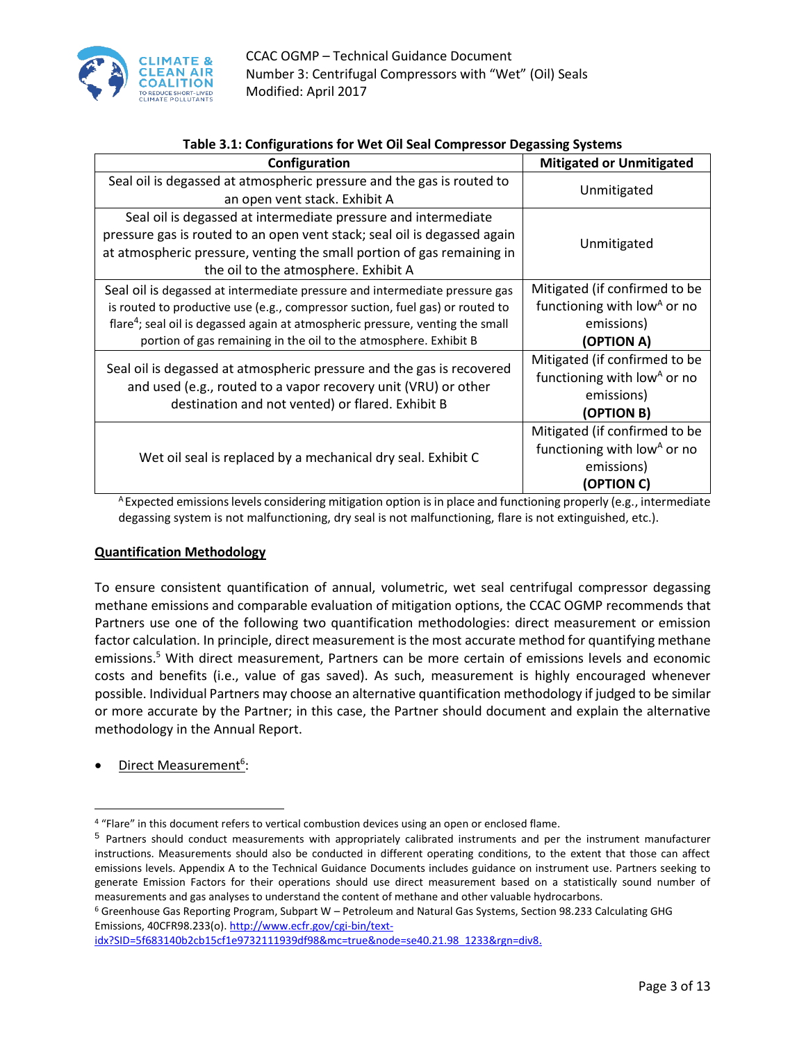**Table 3.1: Configurations for Wet Oil Seal Compressor Degassing Systems**

| Configuration | Mitigated or Unmitigated |
|---|---|
| Seal oil is degassed at atmospheric pressure and the gas is routed to an open vent stack. Exhibit A | Unmitigated |
| Seal oil is degassed at intermediate pressure and intermediate pressure gas is routed to an open vent stack; seal oil is degassed again at atmospheric pressure, venting the small portion of gas remaining in the oil to the atmosphere. Exhibit A | Unmitigated |
| Seal oil is degassed at intermediate pressure and intermediate pressure gas is routed to productive use (e.g., compressor suction, fuel gas) or routed to flare[4]; seal oil is degassed again at atmospheric pressure, venting the small portion of gas remaining in the oil to the atmosphere. Exhibit B | Mitigated (if confirmed to be functioning with low[A] or no emissions) **(OPTION A)** |
| Seal oil is degassed at atmospheric pressure and the gas is recovered and used (e.g., routed to a vapor recovery unit (VRU) or other destination and not vented) or flared. Exhibit B | Mitigated (if confirmed to be functioning with low[A] or no emissions) **(OPTION B)** |
| Wet oil seal is replaced by a mechanical dry seal. Exhibit C | Mitigated (if confirmed to be functioning with low[A] or no emissions) **(OPTION C)** |

[A] Expected emissions levels considering mitigation option is in place and functioning properly (e.g., intermediate degassing system is not malfunctioning, dry seal is not malfunctioning, flare is not extinguished, etc.).

**Quantification Methodology**

To ensure consistent quantification of annual, volumetric, wet seal centrifugal compressor degassing methane emissions and comparable evaluation of mitigation options, the CCAC OGMP recommends that Partners use one of the following two quantification methodologies: direct measurement or emission factor calculation. In principle, direct measurement is the most accurate method for quantifying methane emissions.[5] With direct measurement, Partners can be more certain of emissions levels and economic costs and benefits (i.e., value of gas saved). As such, measurement is highly encouraged whenever possible. Individual Partners may choose an alternative quantification methodology if judged to be similar or more accurate by the Partner; in this case, the Partner should document and explain the alternative methodology in the Annual Report.

- Direct Measurement[6]:

---

[4] "Flare" in this document refers to vertical combustion devices using an open or enclosed flame.

[5] Partners should conduct measurements with appropriately calibrated instruments and per the instrument manufacturer instructions. Measurements should also be conducted in different operating conditions, to the extent that those can affect emissions levels. Appendix A to the Technical Guidance Documents includes guidance on instrument use. Partners seeking to generate Emission Factors for their operations should use direct measurement based on a statistically sound number of measurements and gas analyses to understand the content of methane and other valuable hydrocarbons.

[6] Greenhouse Gas Reporting Program, Subpart W – Petroleum and Natural Gas Systems, Section 98.233 Calculating GHG Emissions, 40CFR98.233(o). http://www.ecfr.gov/cgi-bin/text-idx?SID=5f683140b2cb15cf1e9732111939df98&mc=true&node=se40.21.98_1233&rgn=div8.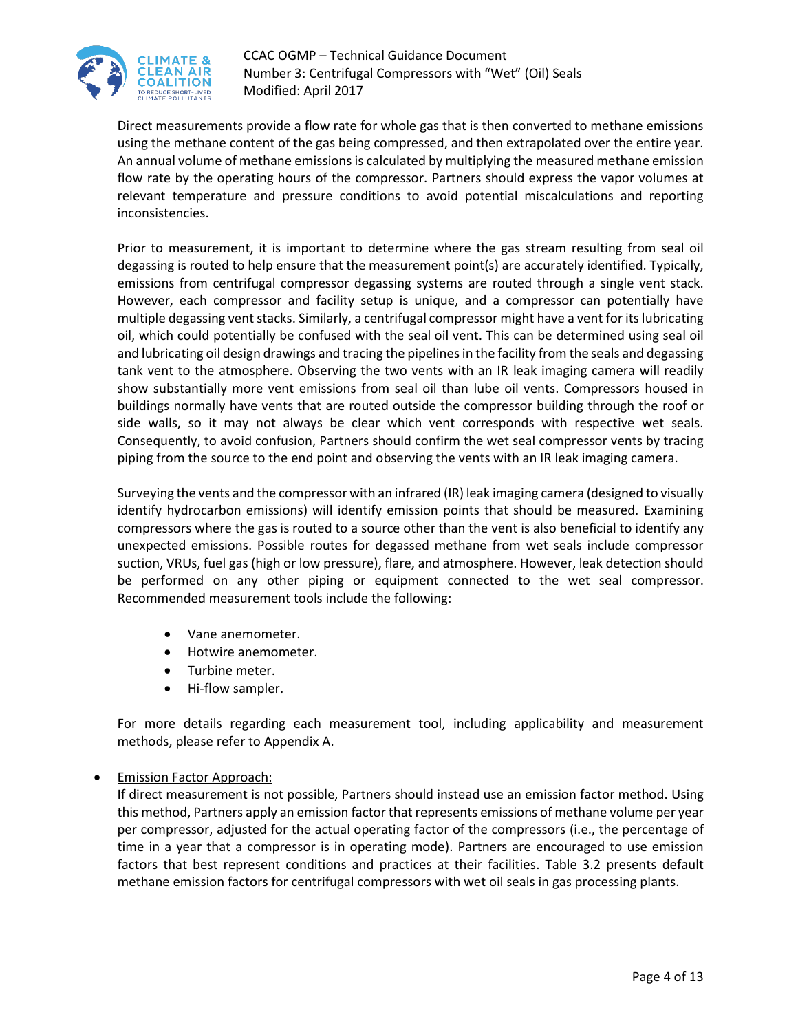Direct measurements provide a flow rate for whole gas that is then converted to methane emissions using the methane content of the gas being compressed, and then extrapolated over the entire year. An annual volume of methane emissions is calculated by multiplying the measured methane emission flow rate by the operating hours of the compressor. Partners should express the vapor volumes at relevant temperature and pressure conditions to avoid potential miscalculations and reporting inconsistencies.

Prior to measurement, it is important to determine where the gas stream resulting from seal oil degassing is routed to help ensure that the measurement point(s) are accurately identified. Typically, emissions from centrifugal compressor degassing systems are routed through a single vent stack. However, each compressor and facility setup is unique, and a compressor can potentially have multiple degassing vent stacks. Similarly, a centrifugal compressor might have a vent for its lubricating oil, which could potentially be confused with the seal oil vent. This can be determined using seal oil and lubricating oil design drawings and tracing the pipelines in the facility from the seals and degassing tank vent to the atmosphere. Observing the two vents with an IR leak imaging camera will readily show substantially more vent emissions from seal oil than lube oil vents. Compressors housed in buildings normally have vents that are routed outside the compressor building through the roof or side walls, so it may not always be clear which vent corresponds with respective wet seals. Consequently, to avoid confusion, Partners should confirm the wet seal compressor vents by tracing piping from the source to the end point and observing the vents with an IR leak imaging camera.

Surveying the vents and the compressor with an infrared (IR) leak imaging camera (designed to visually identify hydrocarbon emissions) will identify emission points that should be measured. Examining compressors where the gas is routed to a source other than the vent is also beneficial to identify any unexpected emissions. Possible routes for degassed methane from wet seals include compressor suction, VRUs, fuel gas (high or low pressure), flare, and atmosphere. However, leak detection should be performed on any other piping or equipment connected to the wet seal compressor. Recommended measurement tools include the following:

- Vane anemometer.
- Hotwire anemometer.
- Turbine meter.
- Hi-flow sampler.

For more details regarding each measurement tool, including applicability and measurement methods, please refer to Appendix A.

- Emission Factor Approach:
  If direct measurement is not possible, Partners should instead use an emission factor method. Using this method, Partners apply an emission factor that represents emissions of methane volume per year per compressor, adjusted for the actual operating factor of the compressors (i.e., the percentage of time in a year that a compressor is in operating mode). Partners are encouraged to use emission factors that best represent conditions and practices at their facilities. Table 3.2 presents default methane emission factors for centrifugal compressors with wet oil seals in gas processing plants.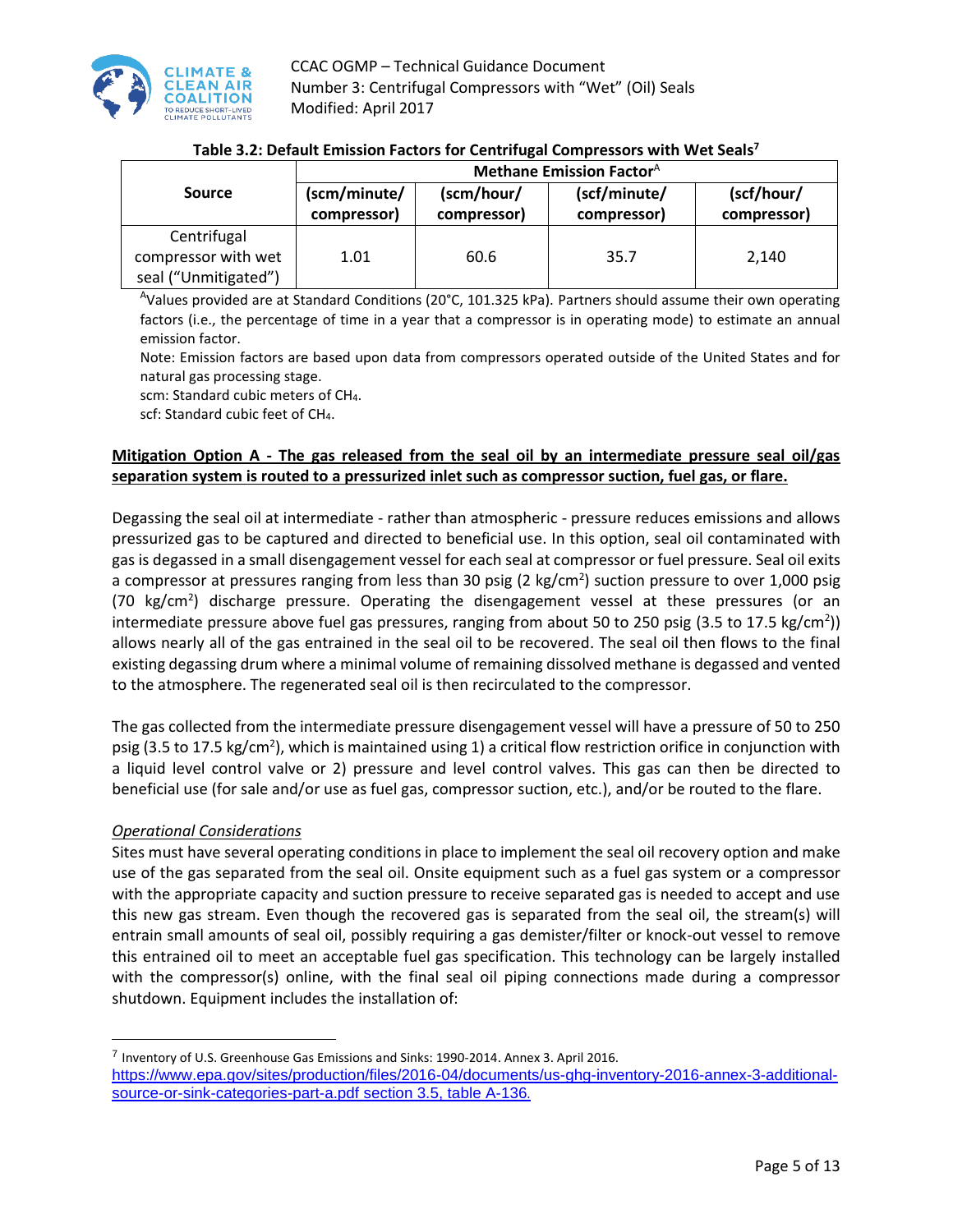**Table 3.2: Default Emission Factors for Centrifugal Compressors with Wet Seals**[7]

| Source | Methane Emission Factor[A] | | | |
|---|---|---|---|---|
| | (scm/minute/ compressor) | (scm/hour/ compressor) | (scf/minute/ compressor) | (scf/hour/ compressor) |
| Centrifugal compressor with wet seal ("Unmitigated") | 1.01 | 60.6 | 35.7 | 2,140 |

[A]Values provided are at Standard Conditions (20°C, 101.325 kPa). Partners should assume their own operating factors (i.e., the percentage of time in a year that a compressor is in operating mode) to estimate an annual emission factor.

Note: Emission factors are based upon data from compressors operated outside of the United States and for natural gas processing stage.

scm: Standard cubic meters of $CH_4$.

scf: Standard cubic feet of $CH_4$.

**Mitigation Option A - The gas released from the seal oil by an intermediate pressure seal oil/gas separation system is routed to a pressurized inlet such as compressor suction, fuel gas, or flare.**

Degassing the seal oil at intermediate - rather than atmospheric - pressure reduces emissions and allows pressurized gas to be captured and directed to beneficial use. In this option, seal oil contaminated with gas is degassed in a small disengagement vessel for each seal at compressor or fuel pressure. Seal oil exits a compressor at pressures ranging from less than 30 psig (2 kg/cm$^2$) suction pressure to over 1,000 psig (70 kg/cm$^2$) discharge pressure. Operating the disengagement vessel at these pressures (or an intermediate pressure above fuel gas pressures, ranging from about 50 to 250 psig (3.5 to 17.5 kg/cm$^2$)) allows nearly all of the gas entrained in the seal oil to be recovered. The seal oil then flows to the final existing degassing drum where a minimal volume of remaining dissolved methane is degassed and vented to the atmosphere. The regenerated seal oil is then recirculated to the compressor.

The gas collected from the intermediate pressure disengagement vessel will have a pressure of 50 to 250 psig (3.5 to 17.5 kg/cm$^2$), which is maintained using 1) a critical flow restriction orifice in conjunction with a liquid level control valve or 2) pressure and level control valves. This gas can then be directed to beneficial use (for sale and/or use as fuel gas, compressor suction, etc.), and/or be routed to the flare.

*Operational Considerations*

Sites must have several operating conditions in place to implement the seal oil recovery option and make use of the gas separated from the seal oil. Onsite equipment such as a fuel gas system or a compressor with the appropriate capacity and suction pressure to receive separated gas is needed to accept and use this new gas stream. Even though the recovered gas is separated from the seal oil, the stream(s) will entrain small amounts of seal oil, possibly requiring a gas demister/filter or knock-out vessel to remove this entrained oil to meet an acceptable fuel gas specification. This technology can be largely installed with the compressor(s) online, with the final seal oil piping connections made during a compressor shutdown. Equipment includes the installation of:

---

[7] Inventory of U.S. Greenhouse Gas Emissions and Sinks: 1990-2014. Annex 3. April 2016. https://www.epa.gov/sites/production/files/2016-04/documents/us-ghg-inventory-2016-annex-3-additional-source-or-sink-categories-part-a.pdf section 3.5, table A-136.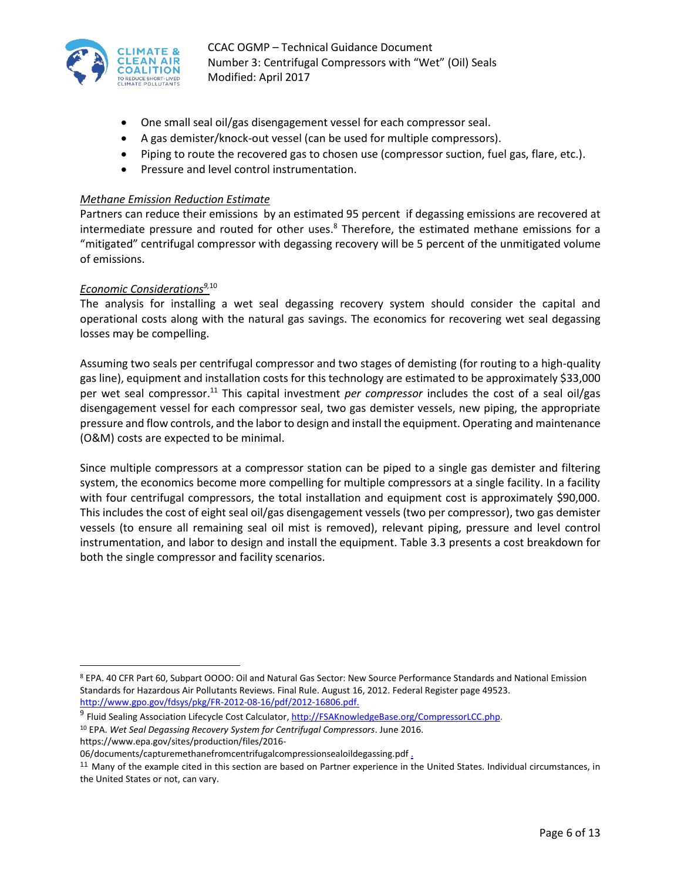- One small seal oil/gas disengagement vessel for each compressor seal.
- A gas demister/knock-out vessel (can be used for multiple compressors).
- Piping to route the recovered gas to chosen use (compressor suction, fuel gas, flare, etc.).
- Pressure and level control instrumentation.

*Methane Emission Reduction Estimate*

Partners can reduce their emissions by an estimated 95 percent if degassing emissions are recovered at intermediate pressure and routed for other uses.[8] Therefore, the estimated methane emissions for a "mitigated" centrifugal compressor with degassing recovery will be 5 percent of the unmitigated volume of emissions.

*Economic Considerations*[9,10]

The analysis for installing a wet seal degassing recovery system should consider the capital and operational costs along with the natural gas savings. The economics for recovering wet seal degassing losses may be compelling.

Assuming two seals per centrifugal compressor and two stages of demisting (for routing to a high-quality gas line), equipment and installation costs for this technology are estimated to be approximately $33,000 per wet seal compressor.[11] This capital investment *per compressor* includes the cost of a seal oil/gas disengagement vessel for each compressor seal, two gas demister vessels, new piping, the appropriate pressure and flow controls, and the labor to design and install the equipment. Operating and maintenance (O&M) costs are expected to be minimal.

Since multiple compressors at a compressor station can be piped to a single gas demister and filtering system, the economics become more compelling for multiple compressors at a single facility. In a facility with four centrifugal compressors, the total installation and equipment cost is approximately $90,000. This includes the cost of eight seal oil/gas disengagement vessels (two per compressor), two gas demister vessels (to ensure all remaining seal oil mist is removed), relevant piping, pressure and level control instrumentation, and labor to design and install the equipment. Table 3.3 presents a cost breakdown for both the single compressor and facility scenarios.

---

[8] EPA. 40 CFR Part 60, Subpart OOOO: Oil and Natural Gas Sector: New Source Performance Standards and National Emission Standards for Hazardous Air Pollutants Reviews. Final Rule. August 16, 2012. Federal Register page 49523. http://www.gpo.gov/fdsys/pkg/FR-2012-08-16/pdf/2012-16806.pdf.

[9] Fluid Sealing Association Lifecycle Cost Calculator, http://FSAKnowledgeBase.org/CompressorLCC.php.

[10] EPA. *Wet Seal Degassing Recovery System for Centrifugal Compressors*. June 2016. https://www.epa.gov/sites/production/files/2016-06/documents/capturemethanefromcentrifugalcompressionsealoildegassing.pdf .

[11] Many of the example cited in this section are based on Partner experience in the United States. Individual circumstances, in the United States or not, can vary.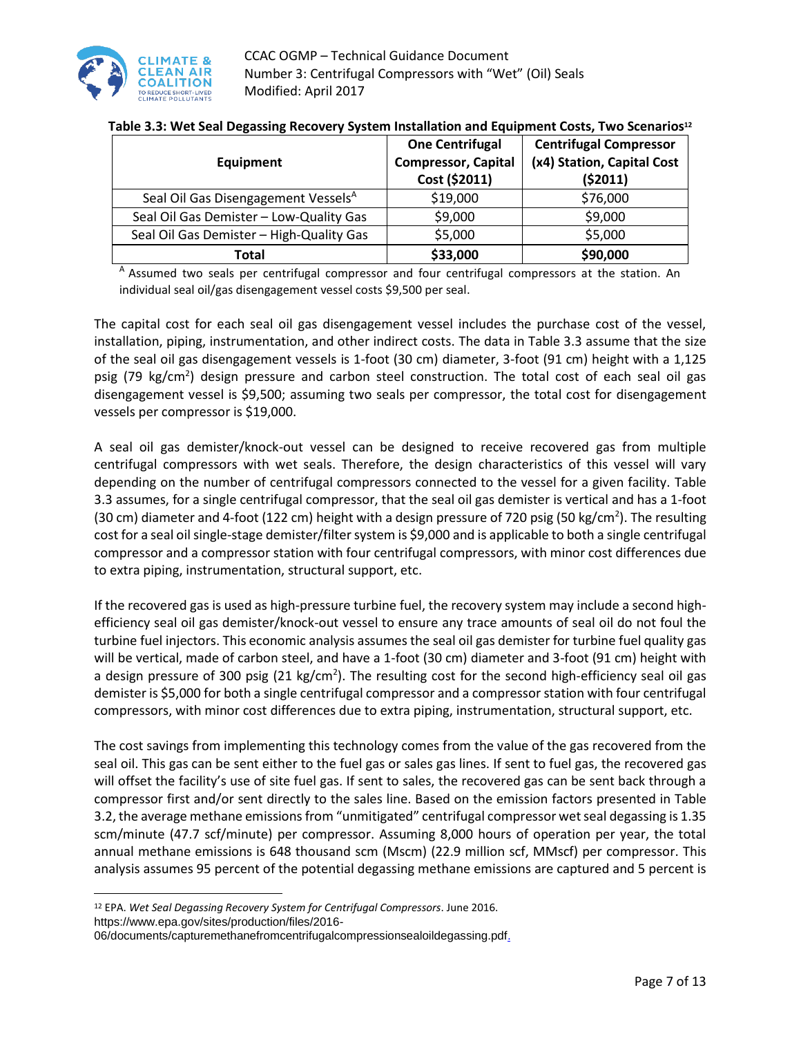**Table 3.3: Wet Seal Degassing Recovery System Installation and Equipment Costs, Two Scenarios[12]**

| Equipment | One Centrifugal Compressor, Capital Cost ($2011) | Centrifugal Compressor (x4) Station, Capital Cost ($2011) |
|---|---|---|
| Seal Oil Gas Disengagement Vessels[A] | $19,000 | $76,000 |
| Seal Oil Gas Demister – Low-Quality Gas | $9,000 | $9,000 |
| Seal Oil Gas Demister – High-Quality Gas | $5,000 | $5,000 |
| **Total** | **$33,000** | **$90,000** |

[A] Assumed two seals per centrifugal compressor and four centrifugal compressors at the station. An individual seal oil/gas disengagement vessel costs $9,500 per seal.

The capital cost for each seal oil gas disengagement vessel includes the purchase cost of the vessel, installation, piping, instrumentation, and other indirect costs. The data in Table 3.3 assume that the size of the seal oil gas disengagement vessels is 1-foot (30 cm) diameter, 3-foot (91 cm) height with a 1,125 psig (79 kg/cm$^2$) design pressure and carbon steel construction. The total cost of each seal oil gas disengagement vessel is $9,500; assuming two seals per compressor, the total cost for disengagement vessels per compressor is $19,000.

A seal oil gas demister/knock-out vessel can be designed to receive recovered gas from multiple centrifugal compressors with wet seals. Therefore, the design characteristics of this vessel will vary depending on the number of centrifugal compressors connected to the vessel for a given facility. Table 3.3 assumes, for a single centrifugal compressor, that the seal oil gas demister is vertical and has a 1-foot (30 cm) diameter and 4-foot (122 cm) height with a design pressure of 720 psig (50 kg/cm$^2$). The resulting cost for a seal oil single-stage demister/filter system is $9,000 and is applicable to both a single centrifugal compressor and a compressor station with four centrifugal compressors, with minor cost differences due to extra piping, instrumentation, structural support, etc.

If the recovered gas is used as high-pressure turbine fuel, the recovery system may include a second high-efficiency seal oil gas demister/knock-out vessel to ensure any trace amounts of seal oil do not foul the turbine fuel injectors. This economic analysis assumes the seal oil gas demister for turbine fuel quality gas will be vertical, made of carbon steel, and have a 1-foot (30 cm) diameter and 3-foot (91 cm) height with a design pressure of 300 psig (21 kg/cm$^2$). The resulting cost for the second high-efficiency seal oil gas demister is $5,000 for both a single centrifugal compressor and a compressor station with four centrifugal compressors, with minor cost differences due to extra piping, instrumentation, structural support, etc.

The cost savings from implementing this technology comes from the value of the gas recovered from the seal oil. This gas can be sent either to the fuel gas or sales gas lines. If sent to fuel gas, the recovered gas will offset the facility's use of site fuel gas. If sent to sales, the recovered gas can be sent back through a compressor first and/or sent directly to the sales line. Based on the emission factors presented in Table 3.2, the average methane emissions from "unmitigated" centrifugal compressor wet seal degassing is 1.35 scm/minute (47.7 scf/minute) per compressor. Assuming 8,000 hours of operation per year, the total annual methane emissions is 648 thousand scm (Mscm) (22.9 million scf, MMscf) per compressor. This analysis assumes 95 percent of the potential degassing methane emissions are captured and 5 percent is

[12] EPA. *Wet Seal Degassing Recovery System for Centrifugal Compressors*. June 2016. https://www.epa.gov/sites/production/files/2016-06/documents/capturemethanefromcentrifugalcompressionsealoildegassing.pdf.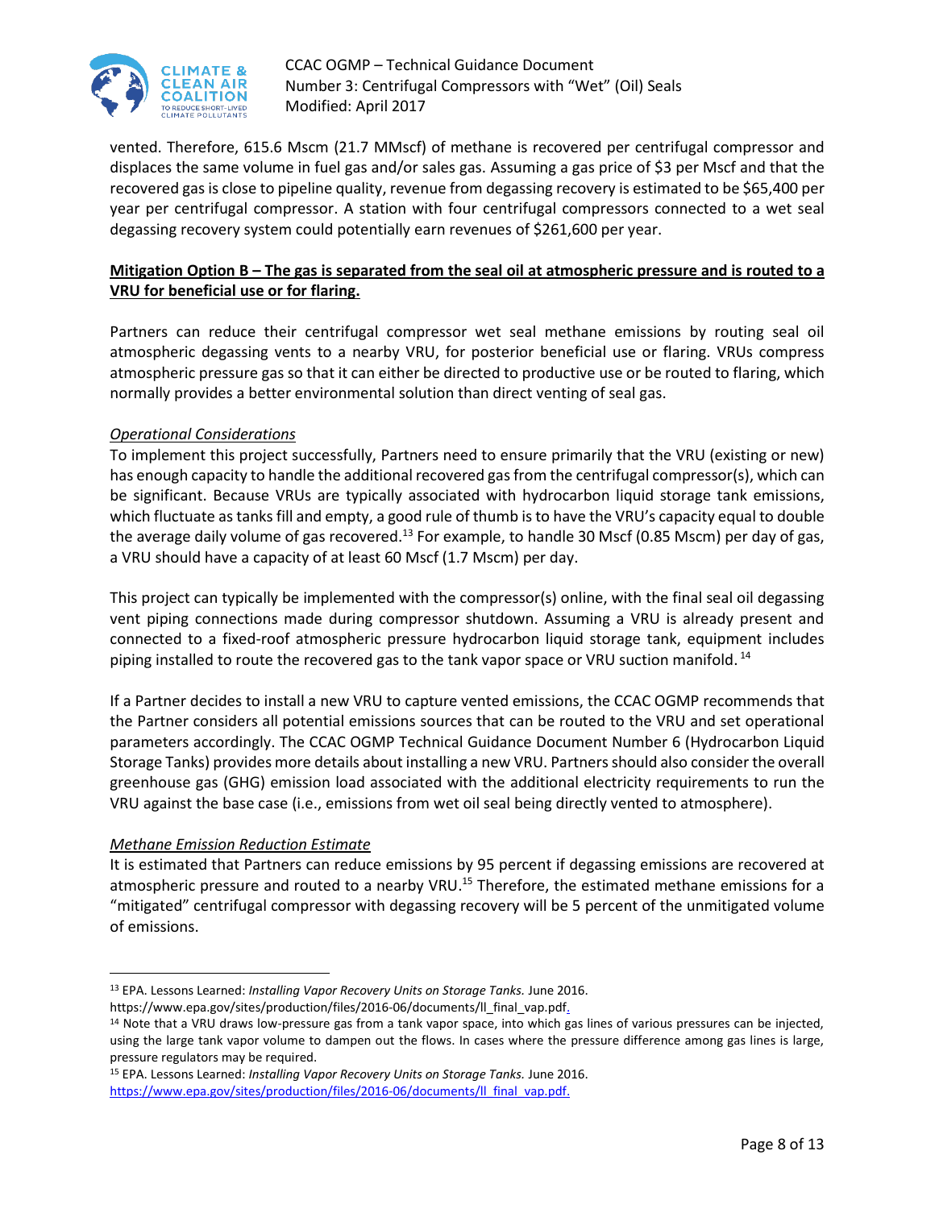vented. Therefore, 615.6 Mscm (21.7 MMscf) of methane is recovered per centrifugal compressor and displaces the same volume in fuel gas and/or sales gas. Assuming a gas price of $3 per Mscf and that the recovered gas is close to pipeline quality, revenue from degassing recovery is estimated to be $65,400 per year per centrifugal compressor. A station with four centrifugal compressors connected to a wet seal degassing recovery system could potentially earn revenues of $261,600 per year.

**Mitigation Option B – The gas is separated from the seal oil at atmospheric pressure and is routed to a VRU for beneficial use or for flaring.**

Partners can reduce their centrifugal compressor wet seal methane emissions by routing seal oil atmospheric degassing vents to a nearby VRU, for posterior beneficial use or flaring. VRUs compress atmospheric pressure gas so that it can either be directed to productive use or be routed to flaring, which normally provides a better environmental solution than direct venting of seal gas.

*Operational Considerations*

To implement this project successfully, Partners need to ensure primarily that the VRU (existing or new) has enough capacity to handle the additional recovered gas from the centrifugal compressor(s), which can be significant. Because VRUs are typically associated with hydrocarbon liquid storage tank emissions, which fluctuate as tanks fill and empty, a good rule of thumb is to have the VRU's capacity equal to double the average daily volume of gas recovered.[13] For example, to handle 30 Mscf (0.85 Mscm) per day of gas, a VRU should have a capacity of at least 60 Mscf (1.7 Mscm) per day.

This project can typically be implemented with the compressor(s) online, with the final seal oil degassing vent piping connections made during compressor shutdown. Assuming a VRU is already present and connected to a fixed-roof atmospheric pressure hydrocarbon liquid storage tank, equipment includes piping installed to route the recovered gas to the tank vapor space or VRU suction manifold.[14]

If a Partner decides to install a new VRU to capture vented emissions, the CCAC OGMP recommends that the Partner considers all potential emissions sources that can be routed to the VRU and set operational parameters accordingly. The CCAC OGMP Technical Guidance Document Number 6 (Hydrocarbon Liquid Storage Tanks) provides more details about installing a new VRU. Partners should also consider the overall greenhouse gas (GHG) emission load associated with the additional electricity requirements to run the VRU against the base case (i.e., emissions from wet oil seal being directly vented to atmosphere).

*Methane Emission Reduction Estimate*

It is estimated that Partners can reduce emissions by 95 percent if degassing emissions are recovered at atmospheric pressure and routed to a nearby VRU.[15] Therefore, the estimated methane emissions for a "mitigated" centrifugal compressor with degassing recovery will be 5 percent of the unmitigated volume of emissions.

---

[13] EPA. Lessons Learned: *Installing Vapor Recovery Units on Storage Tanks.* June 2016. https://www.epa.gov/sites/production/files/2016-06/documents/ll_final_vap.pdf.

[14] Note that a VRU draws low-pressure gas from a tank vapor space, into which gas lines of various pressures can be injected, using the large tank vapor volume to dampen out the flows. In cases where the pressure difference among gas lines is large, pressure regulators may be required.

[15] EPA. Lessons Learned: *Installing Vapor Recovery Units on Storage Tanks.* June 2016. https://www.epa.gov/sites/production/files/2016-06/documents/ll_final_vap.pdf.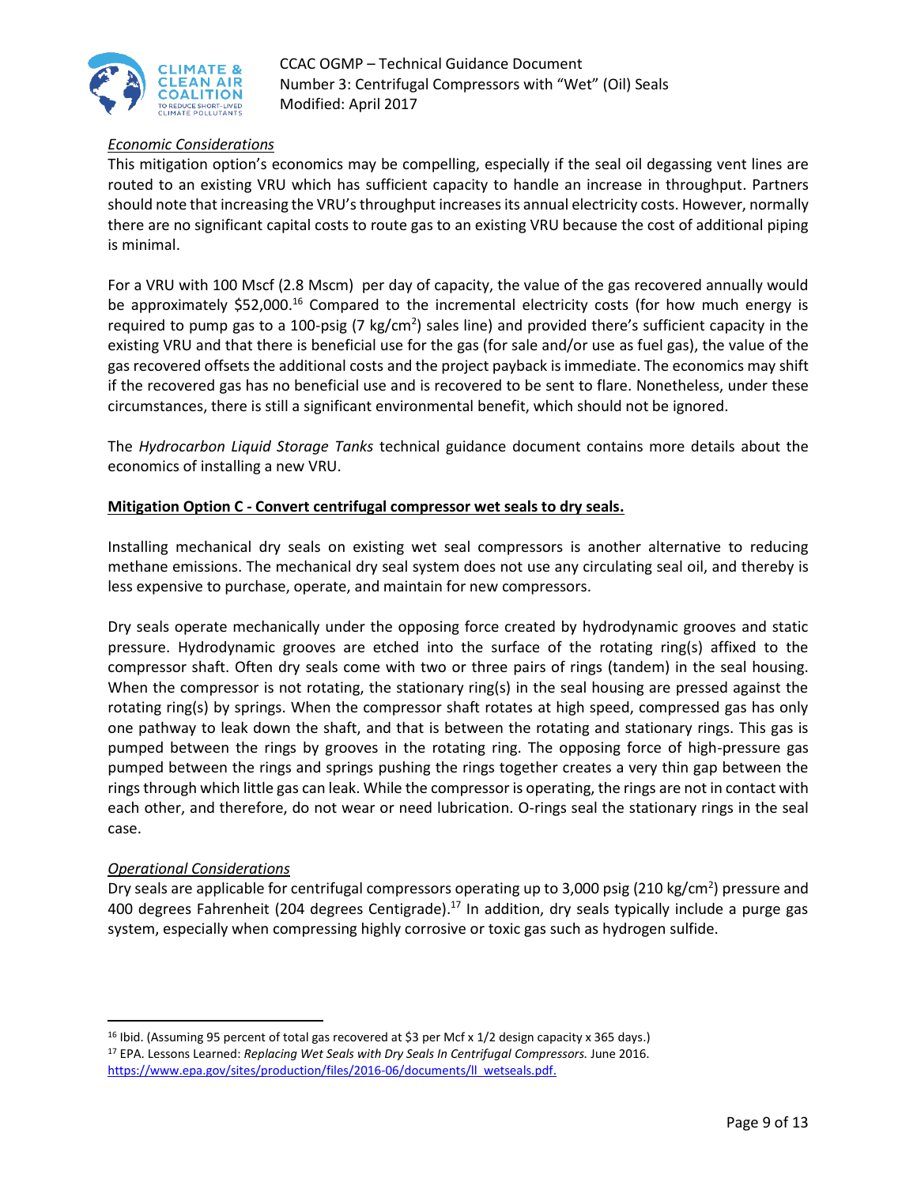*Economic Considerations*

This mitigation option's economics may be compelling, especially if the seal oil degassing vent lines are routed to an existing VRU which has sufficient capacity to handle an increase in throughput. Partners should note that increasing the VRU's throughput increases its annual electricity costs. However, normally there are no significant capital costs to route gas to an existing VRU because the cost of additional piping is minimal.

For a VRU with 100 Mscf (2.8 Mscm) per day of capacity, the value of the gas recovered annually would be approximately \$52,000.[16] Compared to the incremental electricity costs (for how much energy is required to pump gas to a 100-psig (7 kg/cm$^2$) sales line) and provided there's sufficient capacity in the existing VRU and that there is beneficial use for the gas (for sale and/or use as fuel gas), the value of the gas recovered offsets the additional costs and the project payback is immediate. The economics may shift if the recovered gas has no beneficial use and is recovered to be sent to flare. Nonetheless, under these circumstances, there is still a significant environmental benefit, which should not be ignored.

The *Hydrocarbon Liquid Storage Tanks* technical guidance document contains more details about the economics of installing a new VRU.

**Mitigation Option C - Convert centrifugal compressor wet seals to dry seals.**

Installing mechanical dry seals on existing wet seal compressors is another alternative to reducing methane emissions. The mechanical dry seal system does not use any circulating seal oil, and thereby is less expensive to purchase, operate, and maintain for new compressors.

Dry seals operate mechanically under the opposing force created by hydrodynamic grooves and static pressure. Hydrodynamic grooves are etched into the surface of the rotating ring(s) affixed to the compressor shaft. Often dry seals come with two or three pairs of rings (tandem) in the seal housing. When the compressor is not rotating, the stationary ring(s) in the seal housing are pressed against the rotating ring(s) by springs. When the compressor shaft rotates at high speed, compressed gas has only one pathway to leak down the shaft, and that is between the rotating and stationary rings. This gas is pumped between the rings by grooves in the rotating ring. The opposing force of high-pressure gas pumped between the rings and springs pushing the rings together creates a very thin gap between the rings through which little gas can leak. While the compressor is operating, the rings are not in contact with each other, and therefore, do not wear or need lubrication. O-rings seal the stationary rings in the seal case.

*Operational Considerations*

Dry seals are applicable for centrifugal compressors operating up to 3,000 psig (210 kg/cm$^2$) pressure and 400 degrees Fahrenheit (204 degrees Centigrade).[17] In addition, dry seals typically include a purge gas system, especially when compressing highly corrosive or toxic gas such as hydrogen sulfide.

---

[16] Ibid. (Assuming 95 percent of total gas recovered at \$3 per Mcf x 1/2 design capacity x 365 days.)

[17] EPA. Lessons Learned: *Replacing Wet Seals with Dry Seals In Centrifugal Compressors.* June 2016. https://www.epa.gov/sites/production/files/2016-06/documents/ll_wetseals.pdf.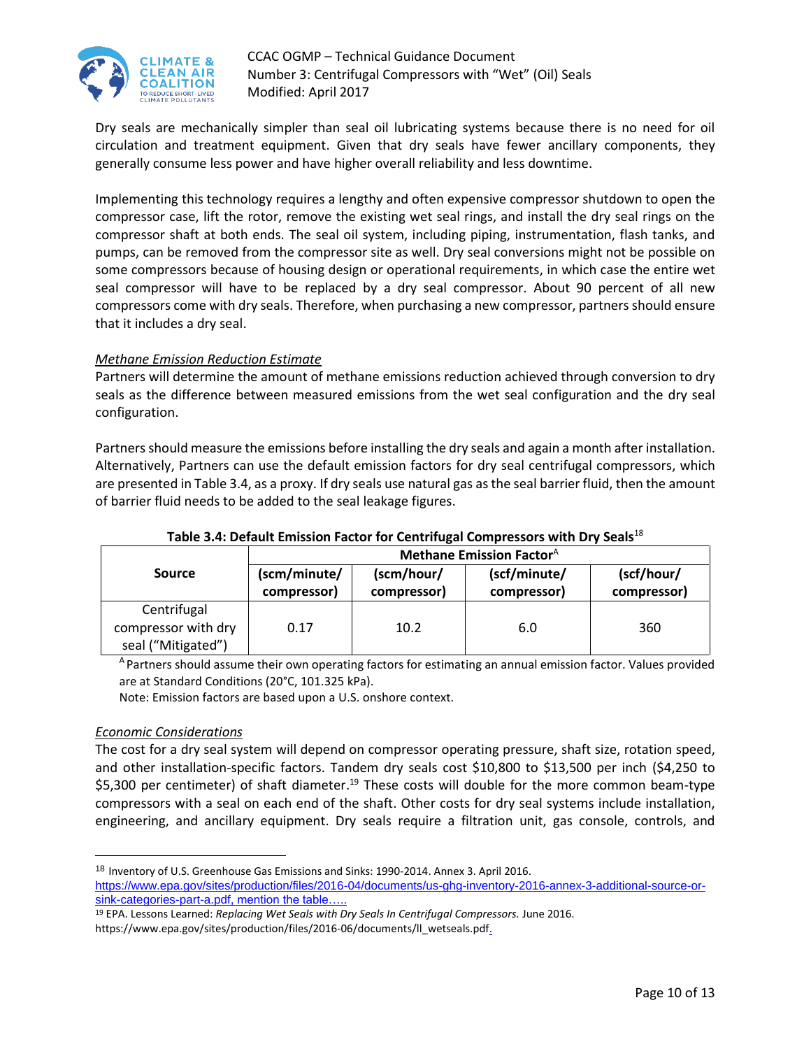Dry seals are mechanically simpler than seal oil lubricating systems because there is no need for oil circulation and treatment equipment. Given that dry seals have fewer ancillary components, they generally consume less power and have higher overall reliability and less downtime.

Implementing this technology requires a lengthy and often expensive compressor shutdown to open the compressor case, lift the rotor, remove the existing wet seal rings, and install the dry seal rings on the compressor shaft at both ends. The seal oil system, including piping, instrumentation, flash tanks, and pumps, can be removed from the compressor site as well. Dry seal conversions might not be possible on some compressors because of housing design or operational requirements, in which case the entire wet seal compressor will have to be replaced by a dry seal compressor. About 90 percent of all new compressors come with dry seals. Therefore, when purchasing a new compressor, partners should ensure that it includes a dry seal.

*Methane Emission Reduction Estimate*

Partners will determine the amount of methane emissions reduction achieved through conversion to dry seals as the difference between measured emissions from the wet seal configuration and the dry seal configuration.

Partners should measure the emissions before installing the dry seals and again a month after installation. Alternatively, Partners can use the default emission factors for dry seal centrifugal compressors, which are presented in Table 3.4, as a proxy. If dry seals use natural gas as the seal barrier fluid, then the amount of barrier fluid needs to be added to the seal leakage figures.

**Table 3.4: Default Emission Factor for Centrifugal Compressors with Dry Seals**[18]

| Source | Methane Emission Factor[A] | | | |
|---|---|---|---|---|
| | (scm/minute/ compressor) | (scm/hour/ compressor) | (scf/minute/ compressor) | (scf/hour/ compressor) |
| Centrifugal compressor with dry seal ("Mitigated") | 0.17 | 10.2 | 6.0 | 360 |

[A] Partners should assume their own operating factors for estimating an annual emission factor. Values provided are at Standard Conditions (20°C, 101.325 kPa).

Note: Emission factors are based upon a U.S. onshore context.

*Economic Considerations*

The cost for a dry seal system will depend on compressor operating pressure, shaft size, rotation speed, and other installation-specific factors. Tandem dry seals cost $10,800 to $13,500 per inch ($4,250 to $5,300 per centimeter) of shaft diameter.[19] These costs will double for the more common beam-type compressors with a seal on each end of the shaft. Other costs for dry seal systems include installation, engineering, and ancillary equipment. Dry seals require a filtration unit, gas console, controls, and

---

[18] Inventory of U.S. Greenhouse Gas Emissions and Sinks: 1990-2014. Annex 3. April 2016. https://www.epa.gov/sites/production/files/2016-04/documents/us-ghg-inventory-2016-annex-3-additional-source-or-sink-categories-part-a.pdf, mention the table…..

[19] EPA. Lessons Learned: *Replacing Wet Seals with Dry Seals In Centrifugal Compressors.* June 2016. https://www.epa.gov/sites/production/files/2016-06/documents/ll_wetseals.pdf.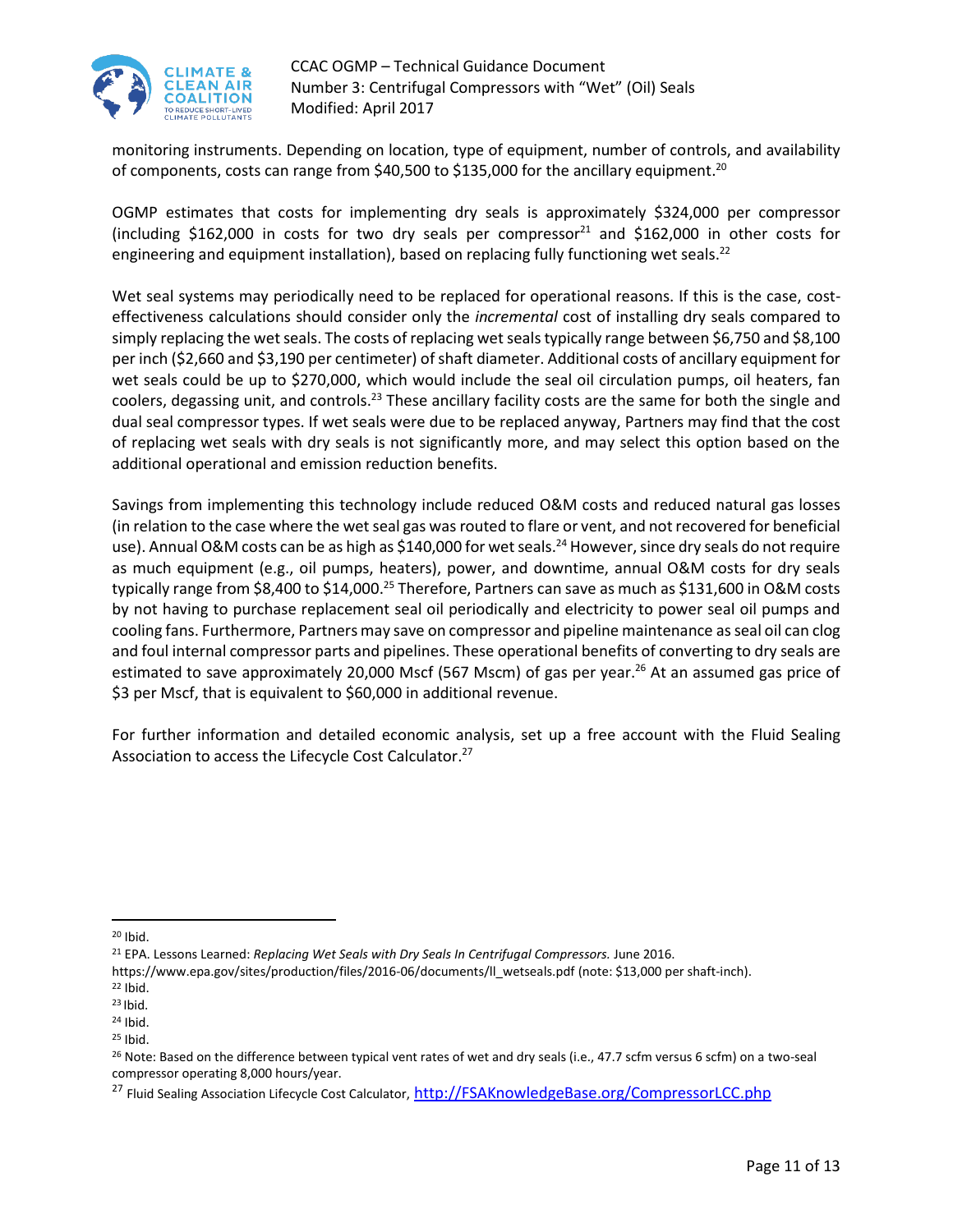monitoring instruments. Depending on location, type of equipment, number of controls, and availability of components, costs can range from $40,500 to $135,000 for the ancillary equipment.[20]

OGMP estimates that costs for implementing dry seals is approximately $324,000 per compressor (including $162,000 in costs for two dry seals per compressor[21] and $162,000 in other costs for engineering and equipment installation), based on replacing fully functioning wet seals.[22]

Wet seal systems may periodically need to be replaced for operational reasons. If this is the case, cost-effectiveness calculations should consider only the *incremental* cost of installing dry seals compared to simply replacing the wet seals. The costs of replacing wet seals typically range between $6,750 and $8,100 per inch ($2,660 and $3,190 per centimeter) of shaft diameter. Additional costs of ancillary equipment for wet seals could be up to $270,000, which would include the seal oil circulation pumps, oil heaters, fan coolers, degassing unit, and controls.[23] These ancillary facility costs are the same for both the single and dual seal compressor types. If wet seals were due to be replaced anyway, Partners may find that the cost of replacing wet seals with dry seals is not significantly more, and may select this option based on the additional operational and emission reduction benefits.

Savings from implementing this technology include reduced O&M costs and reduced natural gas losses (in relation to the case where the wet seal gas was routed to flare or vent, and not recovered for beneficial use). Annual O&M costs can be as high as $140,000 for wet seals.[24] However, since dry seals do not require as much equipment (e.g., oil pumps, heaters), power, and downtime, annual O&M costs for dry seals typically range from $8,400 to $14,000.[25] Therefore, Partners can save as much as $131,600 in O&M costs by not having to purchase replacement seal oil periodically and electricity to power seal oil pumps and cooling fans. Furthermore, Partners may save on compressor and pipeline maintenance as seal oil can clog and foul internal compressor parts and pipelines. These operational benefits of converting to dry seals are estimated to save approximately 20,000 Mscf (567 Mscm) of gas per year.[26] At an assumed gas price of $3 per Mscf, that is equivalent to $60,000 in additional revenue.

For further information and detailed economic analysis, set up a free account with the Fluid Sealing Association to access the Lifecycle Cost Calculator.[27]

---

[20] Ibid.

[21] EPA. Lessons Learned: *Replacing Wet Seals with Dry Seals In Centrifugal Compressors.* June 2016. https://www.epa.gov/sites/production/files/2016-06/documents/ll_wetseals.pdf (note: $13,000 per shaft-inch).

[22] Ibid.

[23] Ibid.

[24] Ibid.

[25] Ibid.

[26] Note: Based on the difference between typical vent rates of wet and dry seals (i.e., 47.7 scfm versus 6 scfm) on a two-seal compressor operating 8,000 hours/year.

[27] Fluid Sealing Association Lifecycle Cost Calculator, http://FSAKnowledgeBase.org/CompressorLCC.php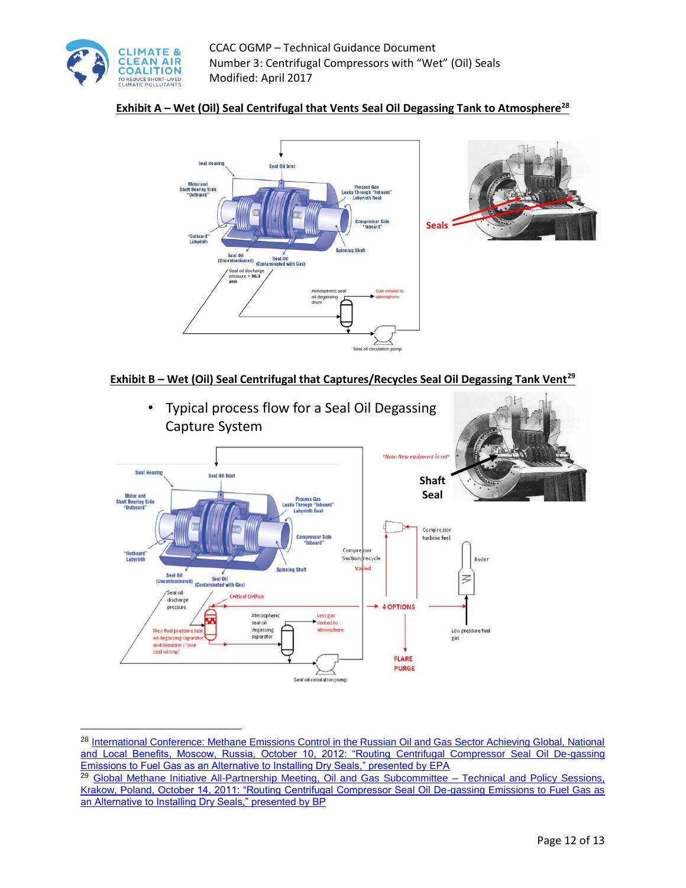**Exhibit A – Wet (Oil) Seal Centrifugal that Vents Seal Oil Degassing Tank to Atmosphere**[28]

Seal Housing

Seal Oil Inlet

Motor and Shaft Bearing Side "Outboard"

Process Gas Leaks Through "Inboard" Labyrinth Seal

Compressor Side "Inboard"

"Outboard" Labyrinth

Spinning Shaft

Seal Oil (Uncontaminated)

Seal Oil (Contaminated with Gas)

Seal oil discharge pressure = 96.3 atm

Atmospheric seal oil degassing drum

Gas vented to atmosphere

Seal oil circulation pump

Seals

**Exhibit B – Wet (Oil) Seal Centrifugal that Captures/Recycles Seal Oil Degassing Tank Vent**[29]

- Typical process flow for a Seal Oil Degassing Capture System

*Note: New equipment in red*

Shaft Seal

Seal Housing

Seal Oil Inlet

Motor and Shaft Bearing Side "Outboard"

Process Gas Leaks Through "Inboard" Labyrinth Seal

Compressor Side "Inboard"

"Outboard" Labyrinth

Spinning Shaft

Seal Oil (Uncontaminated)

Seal Oil (Contaminated with Gas)

Seal oil discharge pressure

Critical Orifice

New fuel pressure seal oil degassing separator and demister ("sour seal oil trap")

Atmospheric seal oil degassing separator

Less gas vented to atmosphere

Seal oil circulation pump

Compressor Suction/recycle

Valved

4 OPTIONS

Compressor turbine fuel

Boiler

Low pressure fuel gas

FLARE PURGE

---

[28] International Conference: Methane Emissions Control in the Russian Oil and Gas Sector Achieving Global, National and Local Benefits, Moscow, Russia, October 10, 2012: "Routing Centrifugal Compressor Seal Oil De-gassing Emissions to Fuel Gas as an Alternative to Installing Dry Seals," presented by EPA

[29] Global Methane Initiative All-Partnership Meeting, Oil and Gas Subcommittee – Technical and Policy Sessions, Krakow, Poland, October 14, 2011: "Routing Centrifugal Compressor Seal Oil De-gassing Emissions to Fuel Gas as an Alternative to Installing Dry Seals," presented by BP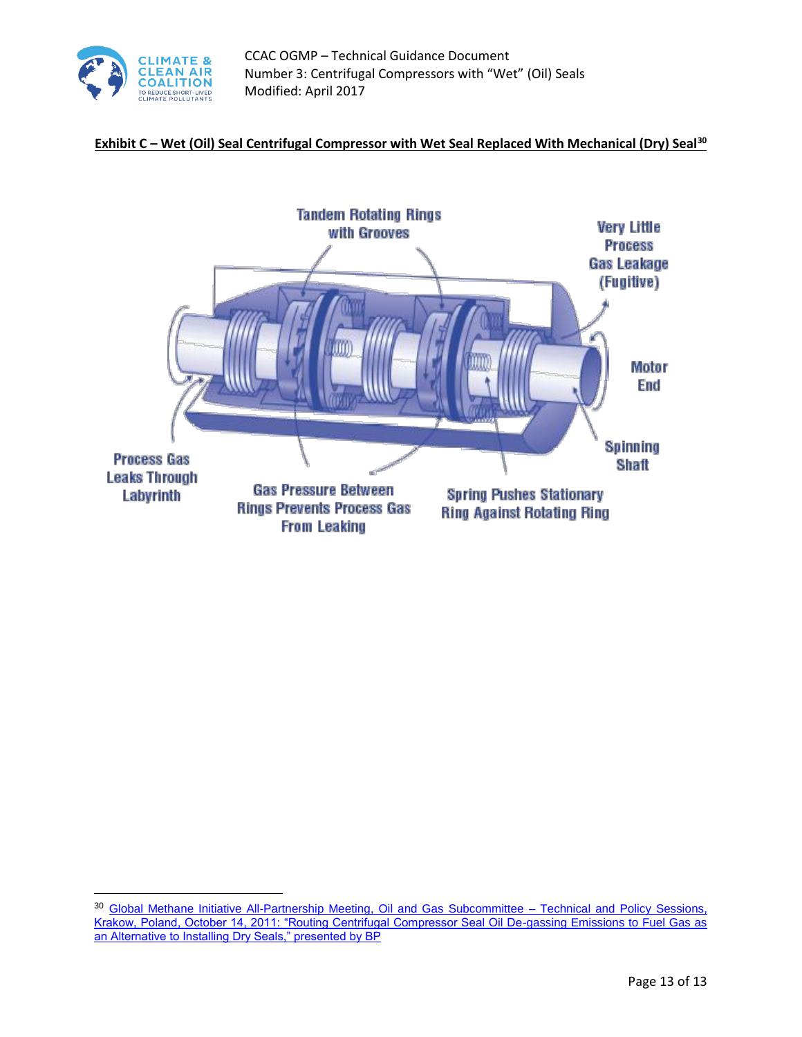**Exhibit C – Wet (Oil) Seal Centrifugal Compressor with Wet Seal Replaced With Mechanical (Dry) Seal[30]**

Tandem Rotating Rings with Grooves

Very Little Process Gas Leakage (Fugitive)

Motor End

Spinning Shaft

Process Gas Leaks Through Labyrinth

Gas Pressure Between Rings Prevents Process Gas From Leaking

Spring Pushes Stationary Ring Against Rotating Ring

[30] Global Methane Initiative All-Partnership Meeting, Oil and Gas Subcommittee – Technical and Policy Sessions, Krakow, Poland, October 14, 2011: "Routing Centrifugal Compressor Seal Oil De-gassing Emissions to Fuel Gas as an Alternative to Installing Dry Seals," presented by BP